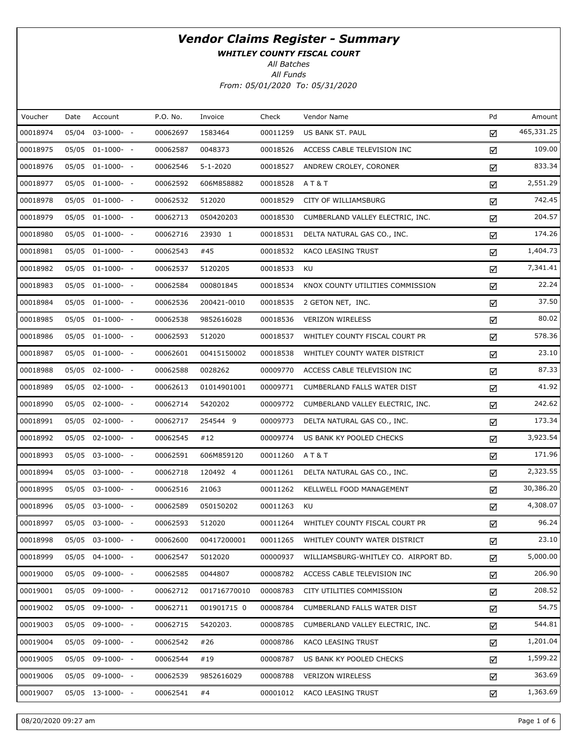# *Vendor Claims Register - Summary*

***WHITLEY COUNTY FISCAL COURT***

*All Batches*

*All Funds*

*From: 05/01/2020 To: 05/31/2020*

| Voucher | Date | Account | P.O. No. | Invoice | Check | Vendor Name | Pd | Amount |
|---|---|---|---|---|---|---|---|---|
| 00018974 | 05/04 | 03-1000- - | 00062697 | 1583464 | 00011259 | US BANK ST. PAUL | ☑ | 465,331.25 |
| 00018975 | 05/05 | 01-1000- - | 00062587 | 0048373 | 00018526 | ACCESS CABLE TELEVISION INC | ☑ | 109.00 |
| 00018976 | 05/05 | 01-1000- - | 00062546 | 5-1-2020 | 00018527 | ANDREW CROLEY, CORONER | ☑ | 833.34 |
| 00018977 | 05/05 | 01-1000- - | 00062592 | 606M858882 | 00018528 | A T & T | ☑ | 2,551.29 |
| 00018978 | 05/05 | 01-1000- - | 00062532 | 512020 | 00018529 | CITY OF WILLIAMSBURG | ☑ | 742.45 |
| 00018979 | 05/05 | 01-1000- - | 00062713 | 050420203 | 00018530 | CUMBERLAND VALLEY ELECTRIC, INC. | ☑ | 204.57 |
| 00018980 | 05/05 | 01-1000- - | 00062716 | 23930 1 | 00018531 | DELTA NATURAL GAS CO., INC. | ☑ | 174.26 |
| 00018981 | 05/05 | 01-1000- - | 00062543 | #45 | 00018532 | KACO LEASING TRUST | ☑ | 1,404.73 |
| 00018982 | 05/05 | 01-1000- - | 00062537 | 5120205 | 00018533 | KU | ☑ | 7,341.41 |
| 00018983 | 05/05 | 01-1000- - | 00062584 | 000801845 | 00018534 | KNOX COUNTY UTILITIES COMMISSION | ☑ | 22.24 |
| 00018984 | 05/05 | 01-1000- - | 00062536 | 200421-0010 | 00018535 | 2 GETON NET, INC. | ☑ | 37.50 |
| 00018985 | 05/05 | 01-1000- - | 00062538 | 9852616028 | 00018536 | VERIZON WIRELESS | ☑ | 80.02 |
| 00018986 | 05/05 | 01-1000- - | 00062593 | 512020 | 00018537 | WHITLEY COUNTY FISCAL COURT PR | ☑ | 578.36 |
| 00018987 | 05/05 | 01-1000- - | 00062601 | 00415150002 | 00018538 | WHITLEY COUNTY WATER DISTRICT | ☑ | 23.10 |
| 00018988 | 05/05 | 02-1000- - | 00062588 | 0028262 | 00009770 | ACCESS CABLE TELEVISION INC | ☑ | 87.33 |
| 00018989 | 05/05 | 02-1000- - | 00062613 | 01014901001 | 00009771 | CUMBERLAND FALLS WATER DIST | ☑ | 41.92 |
| 00018990 | 05/05 | 02-1000- - | 00062714 | 5420202 | 00009772 | CUMBERLAND VALLEY ELECTRIC, INC. | ☑ | 242.62 |
| 00018991 | 05/05 | 02-1000- - | 00062717 | 254544 9 | 00009773 | DELTA NATURAL GAS CO., INC. | ☑ | 173.34 |
| 00018992 | 05/05 | 02-1000- - | 00062545 | #12 | 00009774 | US BANK KY POOLED CHECKS | ☑ | 3,923.54 |
| 00018993 | 05/05 | 03-1000- - | 00062591 | 606M859120 | 00011260 | A T & T | ☑ | 171.96 |
| 00018994 | 05/05 | 03-1000- - | 00062718 | 120492 4 | 00011261 | DELTA NATURAL GAS CO., INC. | ☑ | 2,323.55 |
| 00018995 | 05/05 | 03-1000- - | 00062516 | 21063 | 00011262 | KELLWELL FOOD MANAGEMENT | ☑ | 30,386.20 |
| 00018996 | 05/05 | 03-1000- - | 00062589 | 050150202 | 00011263 | KU | ☑ | 4,308.07 |
| 00018997 | 05/05 | 03-1000- - | 00062593 | 512020 | 00011264 | WHITLEY COUNTY FISCAL COURT PR | ☑ | 96.24 |
| 00018998 | 05/05 | 03-1000- - | 00062600 | 00417200001 | 00011265 | WHITLEY COUNTY WATER DISTRICT | ☑ | 23.10 |
| 00018999 | 05/05 | 04-1000- - | 00062547 | 5012020 | 00000937 | WILLIAMSBURG-WHITLEY CO. AIRPORT BD. | ☑ | 5,000.00 |
| 00019000 | 05/05 | 09-1000- - | 00062585 | 0044807 | 00008782 | ACCESS CABLE TELEVISION INC | ☑ | 206.90 |
| 00019001 | 05/05 | 09-1000- - | 00062712 | 001716770010 | 00008783 | CITY UTILITIES COMMISSION | ☑ | 208.52 |
| 00019002 | 05/05 | 09-1000- - | 00062711 | 001901715 0 | 00008784 | CUMBERLAND FALLS WATER DIST | ☑ | 54.75 |
| 00019003 | 05/05 | 09-1000- - | 00062715 | 5420203. | 00008785 | CUMBERLAND VALLEY ELECTRIC, INC. | ☑ | 544.81 |
| 00019004 | 05/05 | 09-1000- - | 00062542 | #26 | 00008786 | KACO LEASING TRUST | ☑ | 1,201.04 |
| 00019005 | 05/05 | 09-1000- - | 00062544 | #19 | 00008787 | US BANK KY POOLED CHECKS | ☑ | 1,599.22 |
| 00019006 | 05/05 | 09-1000- - | 00062539 | 9852616029 | 00008788 | VERIZON WIRELESS | ☑ | 363.69 |
| 00019007 | 05/05 | 13-1000- - | 00062541 | #4 | 00001012 | KACO LEASING TRUST | ☑ | 1,363.69 |

08/20/2020 09:27 am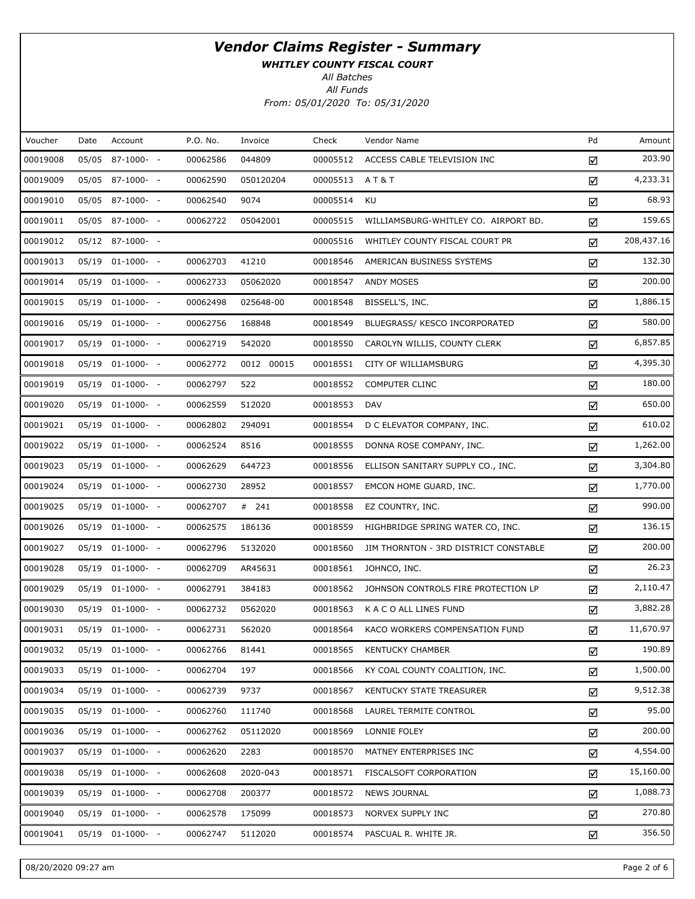# *Vendor Claims Register - Summary*

***WHITLEY COUNTY FISCAL COURT***

*All Batches*

*All Funds*

*From: 05/01/2020 To: 05/31/2020*

| Voucher | Date | Account | P.O. No. | Invoice | Check | Vendor Name | Pd | Amount |
|---|---|---|---|---|---|---|---|---|
| 00019008 | 05/05 | 87-1000- - | 00062586 | 044809 | 00005512 | ACCESS CABLE TELEVISION INC | ☑ | 203.90 |
| 00019009 | 05/05 | 87-1000- - | 00062590 | 050120204 | 00005513 | A T & T | ☑ | 4,233.31 |
| 00019010 | 05/05 | 87-1000- - | 00062540 | 9074 | 00005514 | KU | ☑ | 68.93 |
| 00019011 | 05/05 | 87-1000- - | 00062722 | 05042001 | 00005515 | WILLIAMSBURG-WHITLEY CO. AIRPORT BD. | ☑ | 159.65 |
| 00019012 | 05/12 | 87-1000- - | | | 00005516 | WHITLEY COUNTY FISCAL COURT PR | ☑ | 208,437.16 |
| 00019013 | 05/19 | 01-1000- - | 00062703 | 41210 | 00018546 | AMERICAN BUSINESS SYSTEMS | ☑ | 132.30 |
| 00019014 | 05/19 | 01-1000- - | 00062733 | 05062020 | 00018547 | ANDY MOSES | ☑ | 200.00 |
| 00019015 | 05/19 | 01-1000- - | 00062498 | 025648-00 | 00018548 | BISSELL'S, INC. | ☑ | 1,886.15 |
| 00019016 | 05/19 | 01-1000- - | 00062756 | 168848 | 00018549 | BLUEGRASS/ KESCO INCORPORATED | ☑ | 580.00 |
| 00019017 | 05/19 | 01-1000- - | 00062719 | 542020 | 00018550 | CAROLYN WILLIS, COUNTY CLERK | ☑ | 6,857.85 |
| 00019018 | 05/19 | 01-1000- - | 00062772 | 0012 00015 | 00018551 | CITY OF WILLIAMSBURG | ☑ | 4,395.30 |
| 00019019 | 05/19 | 01-1000- - | 00062797 | 522 | 00018552 | COMPUTER CLINC | ☑ | 180.00 |
| 00019020 | 05/19 | 01-1000- - | 00062559 | 512020 | 00018553 | DAV | ☑ | 650.00 |
| 00019021 | 05/19 | 01-1000- - | 00062802 | 294091 | 00018554 | D C ELEVATOR COMPANY, INC. | ☑ | 610.02 |
| 00019022 | 05/19 | 01-1000- - | 00062524 | 8516 | 00018555 | DONNA ROSE COMPANY, INC. | ☑ | 1,262.00 |
| 00019023 | 05/19 | 01-1000- - | 00062629 | 644723 | 00018556 | ELLISON SANITARY SUPPLY CO., INC. | ☑ | 3,304.80 |
| 00019024 | 05/19 | 01-1000- - | 00062730 | 28952 | 00018557 | EMCON HOME GUARD, INC. | ☑ | 1,770.00 |
| 00019025 | 05/19 | 01-1000- - | 00062707 | # 241 | 00018558 | EZ COUNTRY, INC. | ☑ | 990.00 |
| 00019026 | 05/19 | 01-1000- - | 00062575 | 186136 | 00018559 | HIGHBRIDGE SPRING WATER CO, INC. | ☑ | 136.15 |
| 00019027 | 05/19 | 01-1000- - | 00062796 | 5132020 | 00018560 | JIM THORNTON - 3RD DISTRICT CONSTABLE | ☑ | 200.00 |
| 00019028 | 05/19 | 01-1000- - | 00062709 | AR45631 | 00018561 | JOHNCO, INC. | ☑ | 26.23 |
| 00019029 | 05/19 | 01-1000- - | 00062791 | 384183 | 00018562 | JOHNSON CONTROLS FIRE PROTECTION LP | ☑ | 2,110.47 |
| 00019030 | 05/19 | 01-1000- - | 00062732 | 0562020 | 00018563 | K A C O ALL LINES FUND | ☑ | 3,882.28 |
| 00019031 | 05/19 | 01-1000- - | 00062731 | 562020 | 00018564 | KACO WORKERS COMPENSATION FUND | ☑ | 11,670.97 |
| 00019032 | 05/19 | 01-1000- - | 00062766 | 81441 | 00018565 | KENTUCKY CHAMBER | ☑ | 190.89 |
| 00019033 | 05/19 | 01-1000- - | 00062704 | 197 | 00018566 | KY COAL COUNTY COALITION, INC. | ☑ | 1,500.00 |
| 00019034 | 05/19 | 01-1000- - | 00062739 | 9737 | 00018567 | KENTUCKY STATE TREASURER | ☑ | 9,512.38 |
| 00019035 | 05/19 | 01-1000- - | 00062760 | 111740 | 00018568 | LAUREL TERMITE CONTROL | ☑ | 95.00 |
| 00019036 | 05/19 | 01-1000- - | 00062762 | 05112020 | 00018569 | LONNIE FOLEY | ☑ | 200.00 |
| 00019037 | 05/19 | 01-1000- - | 00062620 | 2283 | 00018570 | MATNEY ENTERPRISES INC | ☑ | 4,554.00 |
| 00019038 | 05/19 | 01-1000- - | 00062608 | 2020-043 | 00018571 | FISCALSOFT CORPORATION | ☑ | 15,160.00 |
| 00019039 | 05/19 | 01-1000- - | 00062708 | 200377 | 00018572 | NEWS JOURNAL | ☑ | 1,088.73 |
| 00019040 | 05/19 | 01-1000- - | 00062578 | 175099 | 00018573 | NORVEX SUPPLY INC | ☑ | 270.80 |
| 00019041 | 05/19 | 01-1000- - | 00062747 | 5112020 | 00018574 | PASCUAL R. WHITE JR. | ☑ | 356.50 |

08/20/2020 09:27 am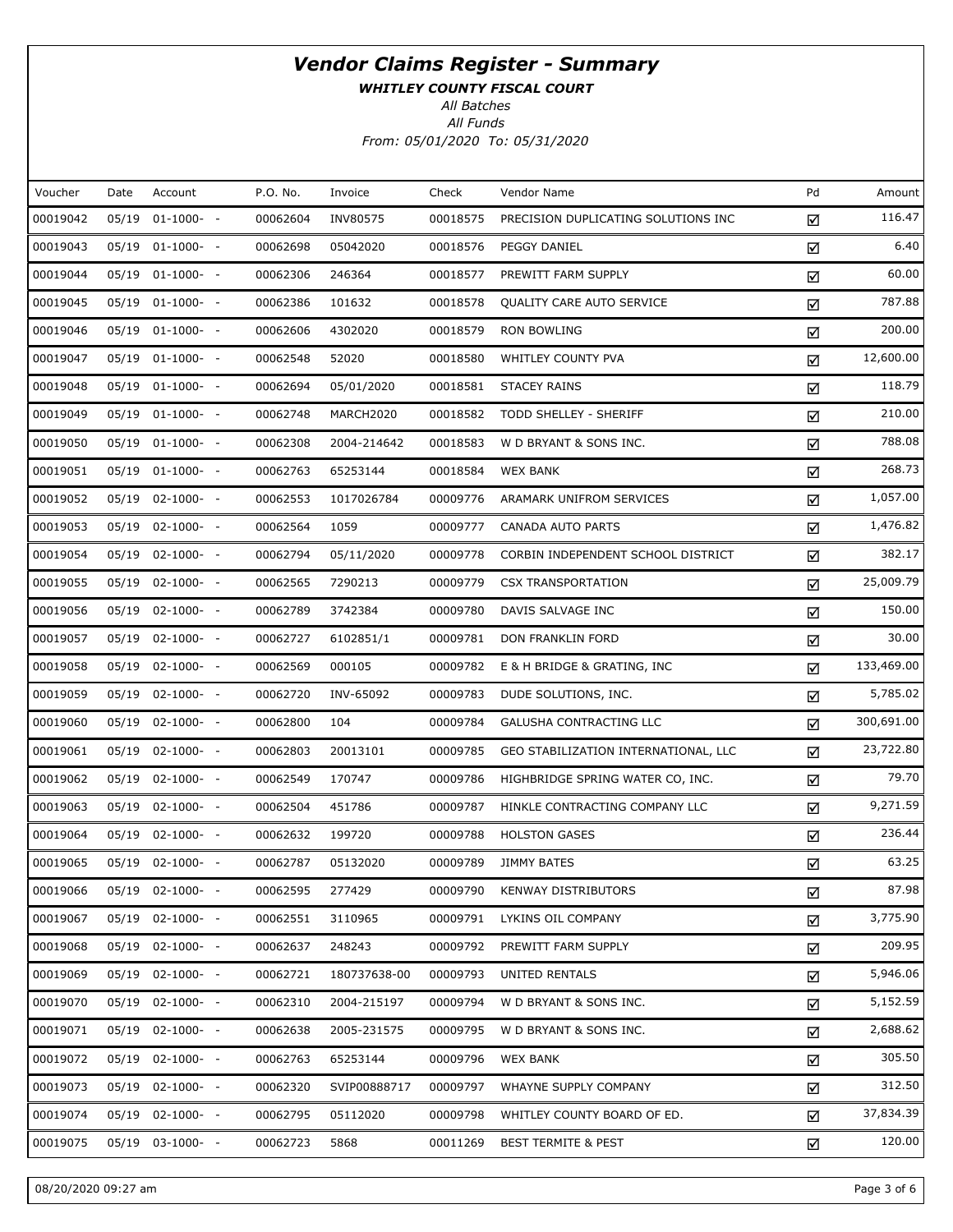# Vendor Claims Register - Summary

***WHITLEY COUNTY FISCAL COURT***

*All Batches*

*All Funds*

*From: 05/01/2020 To: 05/31/2020*

| Voucher | Date | Account | P.O. No. | Invoice | Check | Vendor Name | Pd | Amount |
|---|---|---|---|---|---|---|---|---|
| 00019042 | 05/19 | 01-1000- - | 00062604 | INV80575 | 00018575 | PRECISION DUPLICATING SOLUTIONS INC | ☑ | 116.47 |
| 00019043 | 05/19 | 01-1000- - | 00062698 | 05042020 | 00018576 | PEGGY DANIEL | ☑ | 6.40 |
| 00019044 | 05/19 | 01-1000- - | 00062306 | 246364 | 00018577 | PREWITT FARM SUPPLY | ☑ | 60.00 |
| 00019045 | 05/19 | 01-1000- - | 00062386 | 101632 | 00018578 | QUALITY CARE AUTO SERVICE | ☑ | 787.88 |
| 00019046 | 05/19 | 01-1000- - | 00062606 | 4302020 | 00018579 | RON BOWLING | ☑ | 200.00 |
| 00019047 | 05/19 | 01-1000- - | 00062548 | 52020 | 00018580 | WHITLEY COUNTY PVA | ☑ | 12,600.00 |
| 00019048 | 05/19 | 01-1000- - | 00062694 | 05/01/2020 | 00018581 | STACEY RAINS | ☑ | 118.79 |
| 00019049 | 05/19 | 01-1000- - | 00062748 | MARCH2020 | 00018582 | TODD SHELLEY - SHERIFF | ☑ | 210.00 |
| 00019050 | 05/19 | 01-1000- - | 00062308 | 2004-214642 | 00018583 | W D BRYANT & SONS INC. | ☑ | 788.08 |
| 00019051 | 05/19 | 01-1000- - | 00062763 | 65253144 | 00018584 | WEX BANK | ☑ | 268.73 |
| 00019052 | 05/19 | 02-1000- - | 00062553 | 1017026784 | 00009776 | ARAMARK UNIFROM SERVICES | ☑ | 1,057.00 |
| 00019053 | 05/19 | 02-1000- - | 00062564 | 1059 | 00009777 | CANADA AUTO PARTS | ☑ | 1,476.82 |
| 00019054 | 05/19 | 02-1000- - | 00062794 | 05/11/2020 | 00009778 | CORBIN INDEPENDENT SCHOOL DISTRICT | ☑ | 382.17 |
| 00019055 | 05/19 | 02-1000- - | 00062565 | 7290213 | 00009779 | CSX TRANSPORTATION | ☑ | 25,009.79 |
| 00019056 | 05/19 | 02-1000- - | 00062789 | 3742384 | 00009780 | DAVIS SALVAGE INC | ☑ | 150.00 |
| 00019057 | 05/19 | 02-1000- - | 00062727 | 6102851/1 | 00009781 | DON FRANKLIN FORD | ☑ | 30.00 |
| 00019058 | 05/19 | 02-1000- - | 00062569 | 000105 | 00009782 | E & H BRIDGE & GRATING, INC | ☑ | 133,469.00 |
| 00019059 | 05/19 | 02-1000- - | 00062720 | INV-65092 | 00009783 | DUDE SOLUTIONS, INC. | ☑ | 5,785.02 |
| 00019060 | 05/19 | 02-1000- - | 00062800 | 104 | 00009784 | GALUSHA CONTRACTING LLC | ☑ | 300,691.00 |
| 00019061 | 05/19 | 02-1000- - | 00062803 | 20013101 | 00009785 | GEO STABILIZATION INTERNATIONAL, LLC | ☑ | 23,722.80 |
| 00019062 | 05/19 | 02-1000- - | 00062549 | 170747 | 00009786 | HIGHBRIDGE SPRING WATER CO, INC. | ☑ | 79.70 |
| 00019063 | 05/19 | 02-1000- - | 00062504 | 451786 | 00009787 | HINKLE CONTRACTING COMPANY LLC | ☑ | 9,271.59 |
| 00019064 | 05/19 | 02-1000- - | 00062632 | 199720 | 00009788 | HOLSTON GASES | ☑ | 236.44 |
| 00019065 | 05/19 | 02-1000- - | 00062787 | 05132020 | 00009789 | JIMMY BATES | ☑ | 63.25 |
| 00019066 | 05/19 | 02-1000- - | 00062595 | 277429 | 00009790 | KENWAY DISTRIBUTORS | ☑ | 87.98 |
| 00019067 | 05/19 | 02-1000- - | 00062551 | 3110965 | 00009791 | LYKINS OIL COMPANY | ☑ | 3,775.90 |
| 00019068 | 05/19 | 02-1000- - | 00062637 | 248243 | 00009792 | PREWITT FARM SUPPLY | ☑ | 209.95 |
| 00019069 | 05/19 | 02-1000- - | 00062721 | 180737638-00 | 00009793 | UNITED RENTALS | ☑ | 5,946.06 |
| 00019070 | 05/19 | 02-1000- - | 00062310 | 2004-215197 | 00009794 | W D BRYANT & SONS INC. | ☑ | 5,152.59 |
| 00019071 | 05/19 | 02-1000- - | 00062638 | 2005-231575 | 00009795 | W D BRYANT & SONS INC. | ☑ | 2,688.62 |
| 00019072 | 05/19 | 02-1000- - | 00062763 | 65253144 | 00009796 | WEX BANK | ☑ | 305.50 |
| 00019073 | 05/19 | 02-1000- - | 00062320 | SVIP00888717 | 00009797 | WHAYNE SUPPLY COMPANY | ☑ | 312.50 |
| 00019074 | 05/19 | 02-1000- - | 00062795 | 05112020 | 00009798 | WHITLEY COUNTY BOARD OF ED. | ☑ | 37,834.39 |
| 00019075 | 05/19 | 03-1000- - | 00062723 | 5868 | 00011269 | BEST TERMITE & PEST | ☑ | 120.00 |

08/20/2020 09:27 am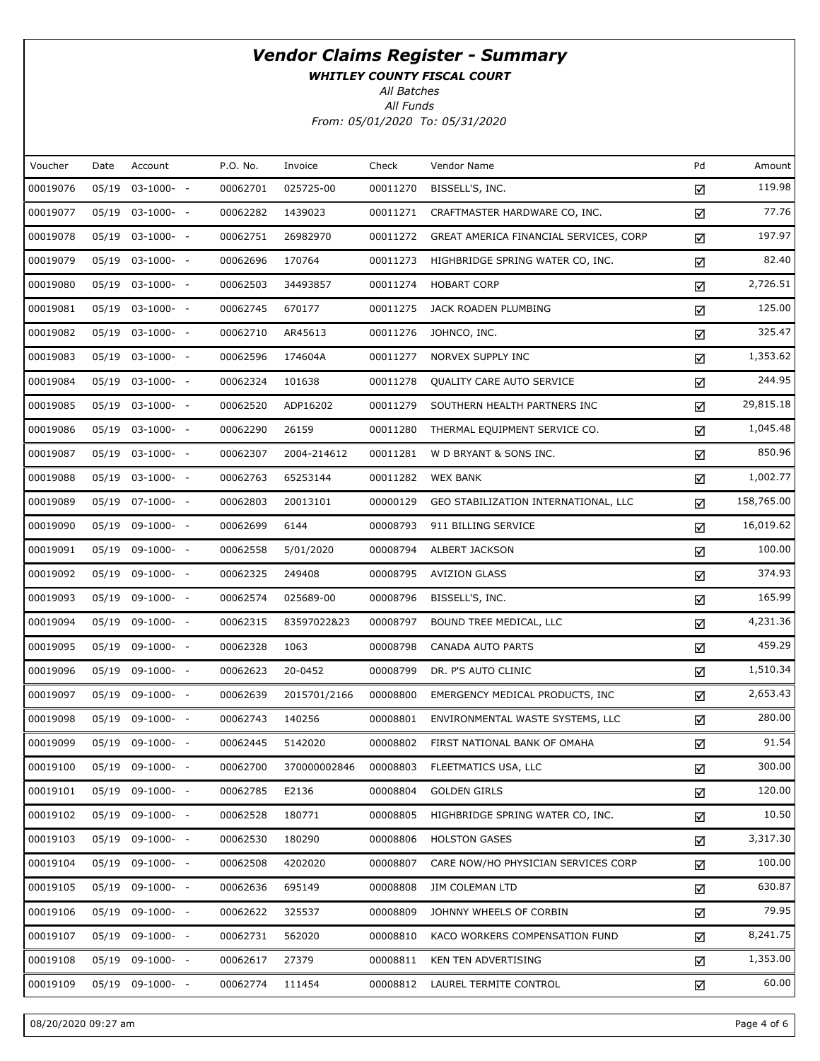# Vendor Claims Register - Summary

**WHITLEY COUNTY FISCAL COURT**

*All Batches*

*All Funds*

*From: 05/01/2020 To: 05/31/2020*

| Voucher | Date | Account | P.O. No. | Invoice | Check | Vendor Name | Pd | Amount |
|---|---|---|---|---|---|---|---|---|
| 00019076 | 05/19 | 03-1000- - | 00062701 | 025725-00 | 00011270 | BISSELL'S, INC. | ☑ | 119.98 |
| 00019077 | 05/19 | 03-1000- - | 00062282 | 1439023 | 00011271 | CRAFTMASTER HARDWARE CO, INC. | ☑ | 77.76 |
| 00019078 | 05/19 | 03-1000- - | 00062751 | 26982970 | 00011272 | GREAT AMERICA FINANCIAL SERVICES, CORP | ☑ | 197.97 |
| 00019079 | 05/19 | 03-1000- - | 00062696 | 170764 | 00011273 | HIGHBRIDGE SPRING WATER CO, INC. | ☑ | 82.40 |
| 00019080 | 05/19 | 03-1000- - | 00062503 | 34493857 | 00011274 | HOBART CORP | ☑ | 2,726.51 |
| 00019081 | 05/19 | 03-1000- - | 00062745 | 670177 | 00011275 | JACK ROADEN PLUMBING | ☑ | 125.00 |
| 00019082 | 05/19 | 03-1000- - | 00062710 | AR45613 | 00011276 | JOHNCO, INC. | ☑ | 325.47 |
| 00019083 | 05/19 | 03-1000- - | 00062596 | 174604A | 00011277 | NORVEX SUPPLY INC | ☑ | 1,353.62 |
| 00019084 | 05/19 | 03-1000- - | 00062324 | 101638 | 00011278 | QUALITY CARE AUTO SERVICE | ☑ | 244.95 |
| 00019085 | 05/19 | 03-1000- - | 00062520 | ADP16202 | 00011279 | SOUTHERN HEALTH PARTNERS INC | ☑ | 29,815.18 |
| 00019086 | 05/19 | 03-1000- - | 00062290 | 26159 | 00011280 | THERMAL EQUIPMENT SERVICE CO. | ☑ | 1,045.48 |
| 00019087 | 05/19 | 03-1000- - | 00062307 | 2004-214612 | 00011281 | W D BRYANT & SONS INC. | ☑ | 850.96 |
| 00019088 | 05/19 | 03-1000- - | 00062763 | 65253144 | 00011282 | WEX BANK | ☑ | 1,002.77 |
| 00019089 | 05/19 | 07-1000- - | 00062803 | 20013101 | 00000129 | GEO STABILIZATION INTERNATIONAL, LLC | ☑ | 158,765.00 |
| 00019090 | 05/19 | 09-1000- - | 00062699 | 6144 | 00008793 | 911 BILLING SERVICE | ☑ | 16,019.62 |
| 00019091 | 05/19 | 09-1000- - | 00062558 | 5/01/2020 | 00008794 | ALBERT JACKSON | ☑ | 100.00 |
| 00019092 | 05/19 | 09-1000- - | 00062325 | 249408 | 00008795 | AVIZION GLASS | ☑ | 374.93 |
| 00019093 | 05/19 | 09-1000- - | 00062574 | 025689-00 | 00008796 | BISSELL'S, INC. | ☑ | 165.99 |
| 00019094 | 05/19 | 09-1000- - | 00062315 | 83597022&23 | 00008797 | BOUND TREE MEDICAL, LLC | ☑ | 4,231.36 |
| 00019095 | 05/19 | 09-1000- - | 00062328 | 1063 | 00008798 | CANADA AUTO PARTS | ☑ | 459.29 |
| 00019096 | 05/19 | 09-1000- - | 00062623 | 20-0452 | 00008799 | DR. P'S AUTO CLINIC | ☑ | 1,510.34 |
| 00019097 | 05/19 | 09-1000- - | 00062639 | 2015701/2166 | 00008800 | EMERGENCY MEDICAL PRODUCTS, INC | ☑ | 2,653.43 |
| 00019098 | 05/19 | 09-1000- - | 00062743 | 140256 | 00008801 | ENVIRONMENTAL WASTE SYSTEMS, LLC | ☑ | 280.00 |
| 00019099 | 05/19 | 09-1000- - | 00062445 | 5142020 | 00008802 | FIRST NATIONAL BANK OF OMAHA | ☑ | 91.54 |
| 00019100 | 05/19 | 09-1000- - | 00062700 | 370000002846 | 00008803 | FLEETMATICS USA, LLC | ☑ | 300.00 |
| 00019101 | 05/19 | 09-1000- - | 00062785 | E2136 | 00008804 | GOLDEN GIRLS | ☑ | 120.00 |
| 00019102 | 05/19 | 09-1000- - | 00062528 | 180771 | 00008805 | HIGHBRIDGE SPRING WATER CO, INC. | ☑ | 10.50 |
| 00019103 | 05/19 | 09-1000- - | 00062530 | 180290 | 00008806 | HOLSTON GASES | ☑ | 3,317.30 |
| 00019104 | 05/19 | 09-1000- - | 00062508 | 4202020 | 00008807 | CARE NOW/HO PHYSICIAN SERVICES CORP | ☑ | 100.00 |
| 00019105 | 05/19 | 09-1000- - | 00062636 | 695149 | 00008808 | JIM COLEMAN LTD | ☑ | 630.87 |
| 00019106 | 05/19 | 09-1000- - | 00062622 | 325537 | 00008809 | JOHNNY WHEELS OF CORBIN | ☑ | 79.95 |
| 00019107 | 05/19 | 09-1000- - | 00062731 | 562020 | 00008810 | KACO WORKERS COMPENSATION FUND | ☑ | 8,241.75 |
| 00019108 | 05/19 | 09-1000- - | 00062617 | 27379 | 00008811 | KEN TEN ADVERTISING | ☑ | 1,353.00 |
| 00019109 | 05/19 | 09-1000- - | 00062774 | 111454 | 00008812 | LAUREL TERMITE CONTROL | ☑ | 60.00 |

08/20/2020 09:27 am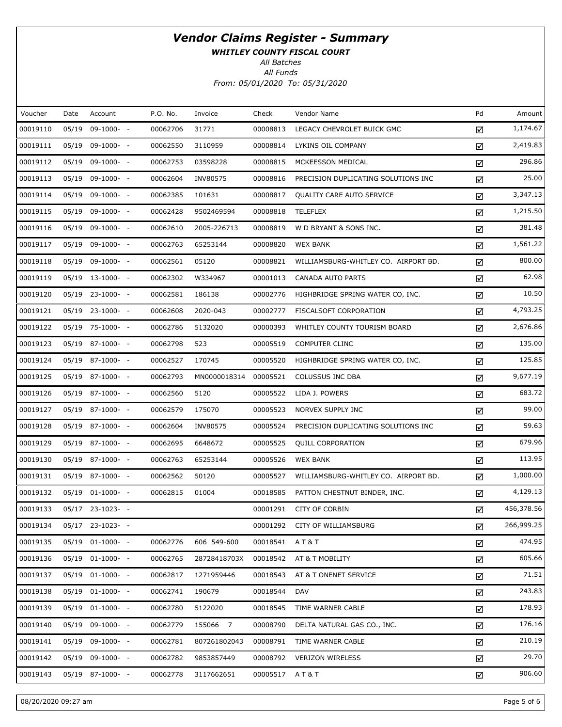# *Vendor Claims Register - Summary*

***WHITLEY COUNTY FISCAL COURT***

*All Batches*

*All Funds*

*From: 05/01/2020 To: 05/31/2020*

| Voucher | Date | Account | P.O. No. | Invoice | Check | Vendor Name | Pd | Amount |
|---|---|---|---|---|---|---|---|---|
| 00019110 | 05/19 | 09-1000- - | 00062706 | 31771 | 00008813 | LEGACY CHEVROLET BUICK GMC | ☑ | 1,174.67 |
| 00019111 | 05/19 | 09-1000- - | 00062550 | 3110959 | 00008814 | LYKINS OIL COMPANY | ☑ | 2,419.83 |
| 00019112 | 05/19 | 09-1000- - | 00062753 | 03598228 | 00008815 | MCKEESSON MEDICAL | ☑ | 296.86 |
| 00019113 | 05/19 | 09-1000- - | 00062604 | INV80575 | 00008816 | PRECISION DUPLICATING SOLUTIONS INC | ☑ | 25.00 |
| 00019114 | 05/19 | 09-1000- - | 00062385 | 101631 | 00008817 | QUALITY CARE AUTO SERVICE | ☑ | 3,347.13 |
| 00019115 | 05/19 | 09-1000- - | 00062428 | 9502469594 | 00008818 | TELEFLEX | ☑ | 1,215.50 |
| 00019116 | 05/19 | 09-1000- - | 00062610 | 2005-226713 | 00008819 | W D BRYANT & SONS INC. | ☑ | 381.48 |
| 00019117 | 05/19 | 09-1000- - | 00062763 | 65253144 | 00008820 | WEX BANK | ☑ | 1,561.22 |
| 00019118 | 05/19 | 09-1000- - | 00062561 | 05120 | 00008821 | WILLIAMSBURG-WHITLEY CO. AIRPORT BD. | ☑ | 800.00 |
| 00019119 | 05/19 | 13-1000- - | 00062302 | W334967 | 00001013 | CANADA AUTO PARTS | ☑ | 62.98 |
| 00019120 | 05/19 | 23-1000- - | 00062581 | 186138 | 00002776 | HIGHBRIDGE SPRING WATER CO, INC. | ☑ | 10.50 |
| 00019121 | 05/19 | 23-1000- - | 00062608 | 2020-043 | 00002777 | FISCALSOFT CORPORATION | ☑ | 4,793.25 |
| 00019122 | 05/19 | 75-1000- - | 00062786 | 5132020 | 00000393 | WHITLEY COUNTY TOURISM BOARD | ☑ | 2,676.86 |
| 00019123 | 05/19 | 87-1000- - | 00062798 | 523 | 00005519 | COMPUTER CLINC | ☑ | 135.00 |
| 00019124 | 05/19 | 87-1000- - | 00062527 | 170745 | 00005520 | HIGHBRIDGE SPRING WATER CO, INC. | ☑ | 125.85 |
| 00019125 | 05/19 | 87-1000- - | 00062793 | MN0000018314 | 00005521 | COLUSSUS INC DBA | ☑ | 9,677.19 |
| 00019126 | 05/19 | 87-1000- - | 00062560 | 5120 | 00005522 | LIDA J. POWERS | ☑ | 683.72 |
| 00019127 | 05/19 | 87-1000- - | 00062579 | 175070 | 00005523 | NORVEX SUPPLY INC | ☑ | 99.00 |
| 00019128 | 05/19 | 87-1000- - | 00062604 | INV80575 | 00005524 | PRECISION DUPLICATING SOLUTIONS INC | ☑ | 59.63 |
| 00019129 | 05/19 | 87-1000- - | 00062695 | 6648672 | 00005525 | QUILL CORPORATION | ☑ | 679.96 |
| 00019130 | 05/19 | 87-1000- - | 00062763 | 65253144 | 00005526 | WEX BANK | ☑ | 113.95 |
| 00019131 | 05/19 | 87-1000- - | 00062562 | 50120 | 00005527 | WILLIAMSBURG-WHITLEY CO. AIRPORT BD. | ☑ | 1,000.00 |
| 00019132 | 05/19 | 01-1000- - | 00062815 | 01004 | 00018585 | PATTON CHESTNUT BINDER, INC. | ☑ | 4,129.13 |
| 00019133 | 05/17 | 23-1023- - | | | 00001291 | CITY OF CORBIN | ☑ | 456,378.56 |
| 00019134 | 05/17 | 23-1023- - | | | 00001292 | CITY OF WILLIAMSBURG | ☑ | 266,999.25 |
| 00019135 | 05/19 | 01-1000- - | 00062776 | 606 549-600 | 00018541 | A T & T | ☑ | 474.95 |
| 00019136 | 05/19 | 01-1000- - | 00062765 | 28728418703X | 00018542 | AT & T MOBILITY | ☑ | 605.66 |
| 00019137 | 05/19 | 01-1000- - | 00062817 | 1271959446 | 00018543 | AT & T ONENET SERVICE | ☑ | 71.51 |
| 00019138 | 05/19 | 01-1000- - | 00062741 | 190679 | 00018544 | DAV | ☑ | 243.83 |
| 00019139 | 05/19 | 01-1000- - | 00062780 | 5122020 | 00018545 | TIME WARNER CABLE | ☑ | 178.93 |
| 00019140 | 05/19 | 09-1000- - | 00062779 | 155066 7 | 00008790 | DELTA NATURAL GAS CO., INC. | ☑ | 176.16 |
| 00019141 | 05/19 | 09-1000- - | 00062781 | 807261802043 | 00008791 | TIME WARNER CABLE | ☑ | 210.19 |
| 00019142 | 05/19 | 09-1000- - | 00062782 | 9853857449 | 00008792 | VERIZON WIRELESS | ☑ | 29.70 |
| 00019143 | 05/19 | 87-1000- - | 00062778 | 3117662651 | 00005517 | A T & T | ☑ | 906.60 |

08/20/2020 09:27 am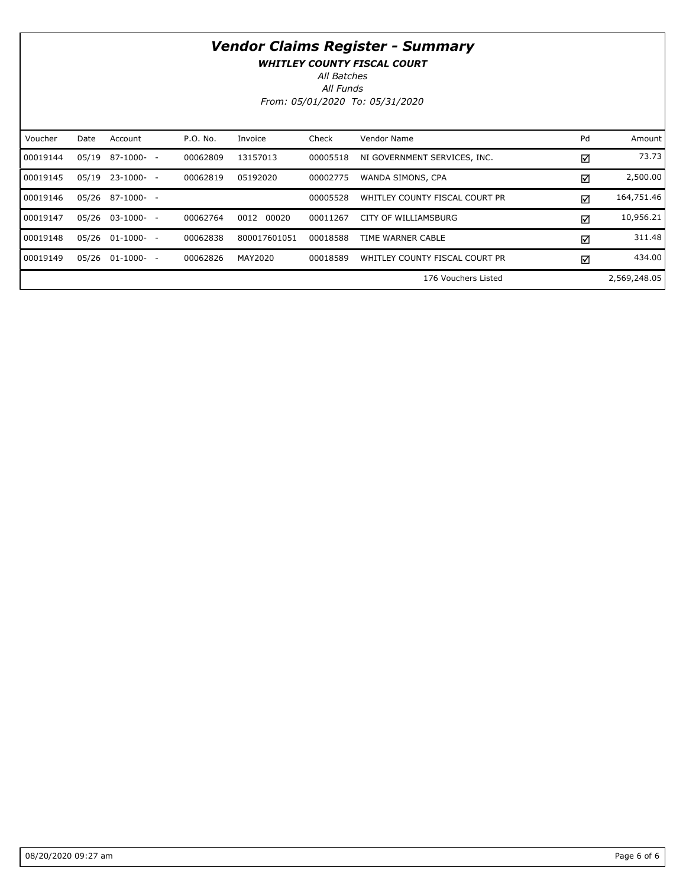# Vendor Claims Register - Summary

***WHITLEY COUNTY FISCAL COURT***

*All Batches*

*All Funds*

*From: 05/01/2020 To: 05/31/2020*

| Voucher | Date | Account | P.O. No. | Invoice | Check | Vendor Name | Pd | Amount |
|---|---|---|---|---|---|---|---|---|
| 00019144 | 05/19 | 87-1000- - | 00062809 | 13157013 | 00005518 | NI GOVERNMENT SERVICES, INC. | ☑ | 73.73 |
| 00019145 | 05/19 | 23-1000- - | 00062819 | 05192020 | 00002775 | WANDA SIMONS, CPA | ☑ | 2,500.00 |
| 00019146 | 05/26 | 87-1000- - | | | 00005528 | WHITLEY COUNTY FISCAL COURT PR | ☑ | 164,751.46 |
| 00019147 | 05/26 | 03-1000- - | 00062764 | 0012 00020 | 00011267 | CITY OF WILLIAMSBURG | ☑ | 10,956.21 |
| 00019148 | 05/26 | 01-1000- - | 00062838 | 800017601051 | 00018588 | TIME WARNER CABLE | ☑ | 311.48 |
| 00019149 | 05/26 | 01-1000- - | 00062826 | MAY2020 | 00018589 | WHITLEY COUNTY FISCAL COURT PR | ☑ | 434.00 |
| | | | | | | 176 Vouchers Listed | | 2,569,248.05 |

08/20/2020 09:27 am